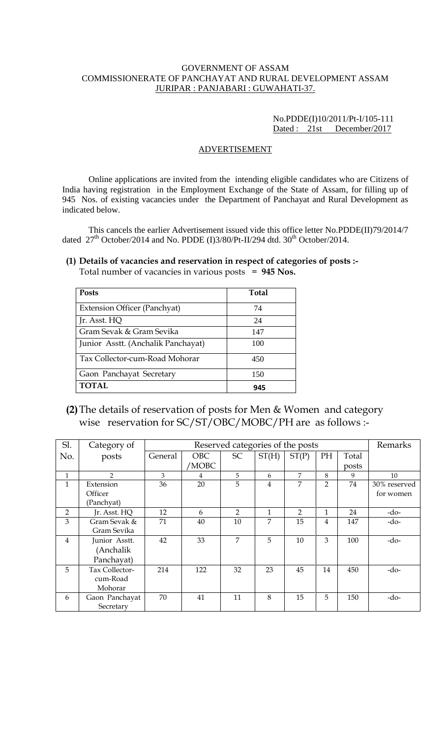GOVERNMENT OF ASSAM
COMMISSIONERATE OF PANCHAYAT AND RURAL DEVELOPMENT ASSAM
JURIPAR : PANJABARI : GUWAHATI-37.

No.PDDE(I)10/2011/Pt-I/105-111
Dated : 21st December/2017

## ADVERTISEMENT

Online applications are invited from the intending eligible candidates who are Citizens of India having registration in the Employment Exchange of the State of Assam, for filling up of 945 Nos. of existing vacancies under the Department of Panchayat and Rural Development as indicated below.

This cancels the earlier Advertisement issued vide this office letter No.PDDE(II)79/2014/7 dated 27th October/2014 and No. PDDE (I)3/80/Pt-II/294 dtd. 30th October/2014.

**(1) Details of vacancies and reservation in respect of categories of posts :-**
Total number of vacancies in various posts **= 945 Nos.**

| Posts | Total |
|---|---|
| Extension Officer (Panchyat) | 74 |
| Jr. Asst. HQ | 24 |
| Gram Sevak & Gram Sevika | 147 |
| Junior Asstt. (Anchalik Panchayat) | 100 |
| Tax Collector-cum-Road Mohorar | 450 |
| Gaon Panchayat Secretary | 150 |
| **TOTAL** | **945** |

**(2)** The details of reservation of posts for Men & Women and category wise reservation for SC/ST/OBC/MOBC/PH are as follows :-

| Sl. No. | Category of posts | Reserved categories of the posts | | | | | | | Remarks |
|---|---|---|---|---|---|---|---|---|---|
| | | General | OBC /MOBC | SC | ST(H) | ST(P) | PH | Total posts | |
| 1 | 2 | 3 | 4 | 5 | 6 | 7 | 8 | 9 | 10 |
| 1 | Extension Officer (Panchyat) | 36 | 20 | 5 | 4 | 7 | 2 | 74 | 30% reserved for women |
| 2 | Jr. Asst. HQ | 12 | 6 | 2 | 1 | 2 | 1 | 24 | -do- |
| 3 | Gram Sevak & Gram Sevika | 71 | 40 | 10 | 7 | 15 | 4 | 147 | -do- |
| 4 | Junior Asstt. (Anchalik Panchayat) | 42 | 33 | 7 | 5 | 10 | 3 | 100 | -do- |
| 5 | Tax Collector-cum-Road Mohorar | 214 | 122 | 32 | 23 | 45 | 14 | 450 | -do- |
| 6 | Gaon Panchayat Secretary | 70 | 41 | 11 | 8 | 15 | 5 | 150 | -do- |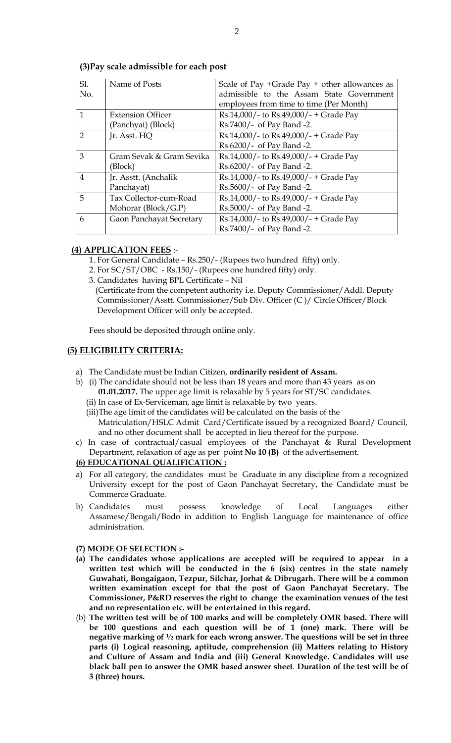**(3)Pay scale admissible for each post**

| Sl. No. | Name of Posts | Scale of Pay +Grade Pay + other allowances as admissible to the Assam State Government employees from time to time (Per Month) |
|---|---|---|
| 1 | Extension Officer (Panchyat) (Block) | Rs.14,000/- to Rs.49,000/- + Grade Pay Rs.7400/- of Pay Band -2. |
| 2 | Jr. Asst. HQ | Rs.14,000/- to Rs.49,000/- + Grade Pay Rs.6200/- of Pay Band -2. |
| 3 | Gram Sevak & Gram Sevika (Block) | Rs.14,000/- to Rs.49,000/- + Grade Pay Rs.6200/- of Pay Band -2. |
| 4 | Jr. Asstt. (Anchalik Panchayat) | Rs.14,000/- to Rs.49,000/- + Grade Pay Rs.5600/- of Pay Band -2. |
| 5 | Tax Collector-cum-Road Mohorar (Block/G.P) | Rs.14,000/- to Rs.49,000/- + Grade Pay Rs.5000/- of Pay Band -2. |
| 6 | Gaon Panchayat Secretary | Rs.14,000/- to Rs.49,000/- + Grade Pay Rs.7400/- of Pay Band -2. |

**(4) APPLICATION FEES** :-

1. For General Candidate – Rs.250/- (Rupees two hundred fifty) only.
2. For SC/ST/OBC - Rs.150/- (Rupees one hundred fifty) only.
3. Candidates having BPL Certificate – Nil
   (Certificate from the competent authority i.e. Deputy Commissioner/Addl. Deputy Commissioner/Asstt. Commissioner/Sub Div. Officer (C )/ Circle Officer/Block Development Officer will only be accepted.

Fees should be deposited through online only.

**(5) ELIGIBILITY CRITERIA:**

a) The Candidate must be Indian Citizen, **ordinarily resident of Assam.**

b) (i) The candidate should not be less than 18 years and more than 43 years as on **01.01.2017.** The upper age limit is relaxable by 5 years for ST/SC candidates.
   (ii) In case of Ex-Serviceman, age limit is relaxable by two years.
   (iii)The age limit of the candidates will be calculated on the basis of the Matriculation/HSLC Admit Card/Certificate issued by a recognized Board/ Council, and no other document shall be accepted in lieu thereof for the purpose.

c) In case of contractual/casual employees of the Panchayat & Rural Development Department, relaxation of age as per point **No 10 (B)** of the advertisement.

**(6) EDUCATIONAL QUALIFICATION :**

a) For all category, the candidates must be Graduate in any discipline from a recognized University except for the post of Gaon Panchayat Secretary, the Candidate must be Commerce Graduate.

b) Candidates must possess knowledge of Local Languages either Assamese/Bengali/Bodo in addition to English Language for maintenance of office administration.

**(7) MODE OF SELECTION :-**

**(a) The candidates whose applications are accepted will be required to appear in a written test which will be conducted in the 6 (six) centres in the state namely Guwahati, Bongaigaon, Tezpur, Silchar, Jorhat & Dibrugarh. There will be a common written examination except for that the post of Gaon Panchayat Secretary. The Commissioner, P&RD reserves the right to change the examination venues of the test and no representation etc. will be entertained in this regard.**

(b) **The written test will be of 100 marks and will be completely OMR based. There will be 100 questions and each question will be of 1 (one) mark. There will be negative marking of ½ mark for each wrong answer. The questions will be set in three parts (i) Logical reasoning, aptitude, comprehension (ii) Matters relating to History and Culture of Assam and India and (iii) General Knowledge. Candidates will use black ball pen to answer the OMR based answer sheet**. **Duration of the test will be of 3 (three) hours.**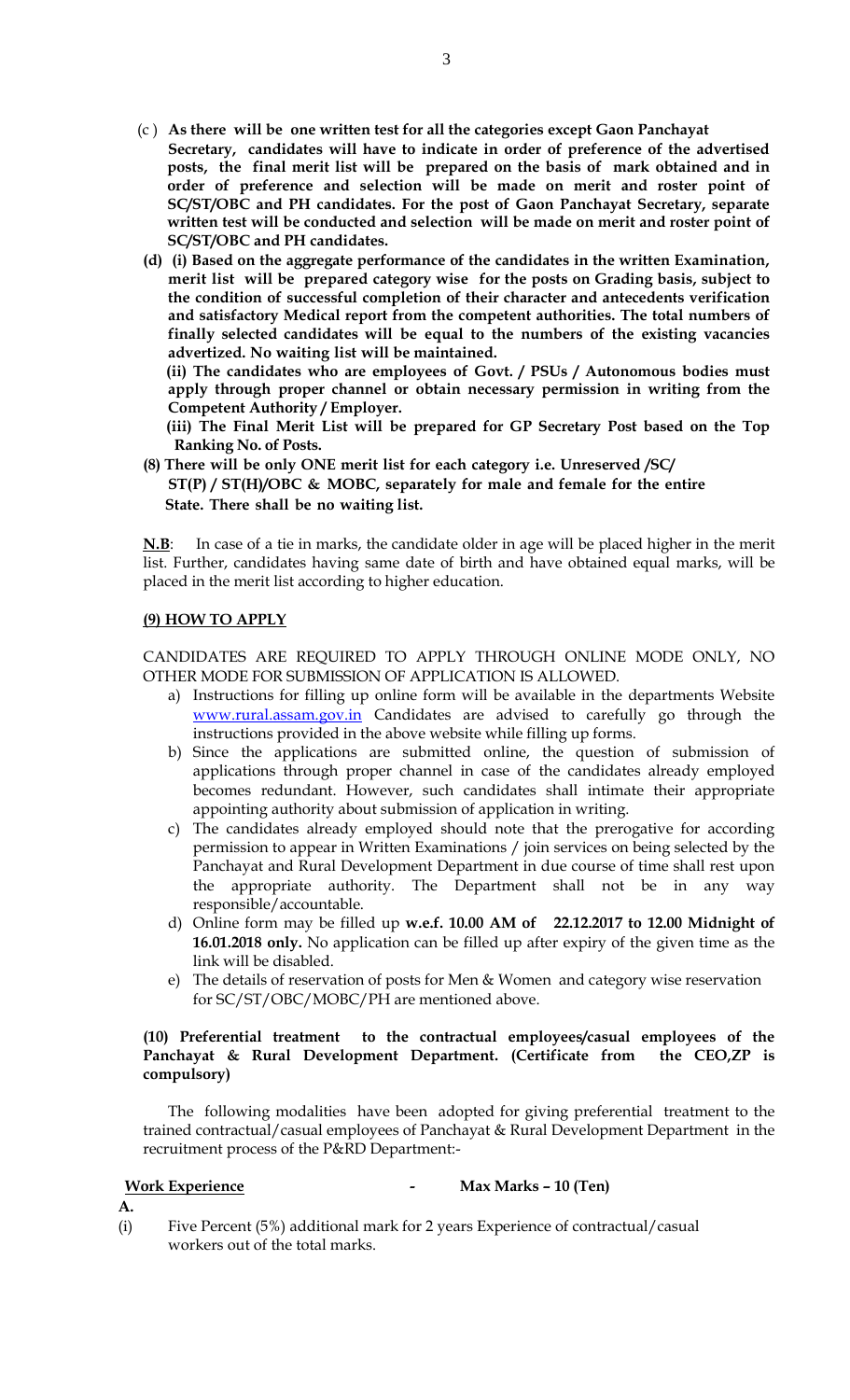(c ) **As there will be one written test for all the categories except Gaon Panchayat Secretary, candidates will have to indicate in order of preference of the advertised posts, the final merit list will be prepared on the basis of mark obtained and in order of preference and selection will be made on merit and roster point of SC/ST/OBC and PH candidates. For the post of Gaon Panchayat Secretary, separate written test will be conducted and selection will be made on merit and roster point of SC/ST/OBC and PH candidates.**

**(d) (i) Based on the aggregate performance of the candidates in the written Examination, merit list will be prepared category wise for the posts on Grading basis, subject to the condition of successful completion of their character and antecedents verification and satisfactory Medical report from the competent authorities. The total numbers of finally selected candidates will be equal to the numbers of the existing vacancies advertized. No waiting list will be maintained.**

**(ii) The candidates who are employees of Govt. / PSUs / Autonomous bodies must apply through proper channel or obtain necessary permission in writing from the Competent Authority / Employer.**

**(iii) The Final Merit List will be prepared for GP Secretary Post based on the Top Ranking No. of Posts.**

**(8) There will be only ONE merit list for each category i.e. Unreserved /SC/ ST(P) / ST(H)/OBC & MOBC, separately for male and female for the entire State. There shall be no waiting list.**

**N.B**: In case of a tie in marks, the candidate older in age will be placed higher in the merit list. Further, candidates having same date of birth and have obtained equal marks, will be placed in the merit list according to higher education.

## (9) HOW TO APPLY

CANDIDATES ARE REQUIRED TO APPLY THROUGH ONLINE MODE ONLY, NO OTHER MODE FOR SUBMISSION OF APPLICATION IS ALLOWED.

a) Instructions for filling up online form will be available in the departments Website www.rural.assam.gov.in Candidates are advised to carefully go through the instructions provided in the above website while filling up forms.
b) Since the applications are submitted online, the question of submission of applications through proper channel in case of the candidates already employed becomes redundant. However, such candidates shall intimate their appropriate appointing authority about submission of application in writing.
c) The candidates already employed should note that the prerogative for according permission to appear in Written Examinations / join services on being selected by the Panchayat and Rural Development Department in due course of time shall rest upon the appropriate authority. The Department shall not be in any way responsible/accountable.
d) Online form may be filled up **w.e.f. 10.00 AM of 22.12.2017 to 12.00 Midnight of 16.01.2018 only.** No application can be filled up after expiry of the given time as the link will be disabled.
e) The details of reservation of posts for Men & Women and category wise reservation for SC/ST/OBC/MOBC/PH are mentioned above.

**(10) Preferential treatment to the contractual employees/casual employees of the Panchayat & Rural Development Department. (Certificate from the CEO,ZP is compulsory)**

The following modalities have been adopted for giving preferential treatment to the trained contractual/casual employees of Panchayat & Rural Development Department in the recruitment process of the P&RD Department:-

**A.** **Work Experience** **- Max Marks – 10 (Ten)**

(i) Five Percent (5%) additional mark for 2 years Experience of contractual/casual workers out of the total marks.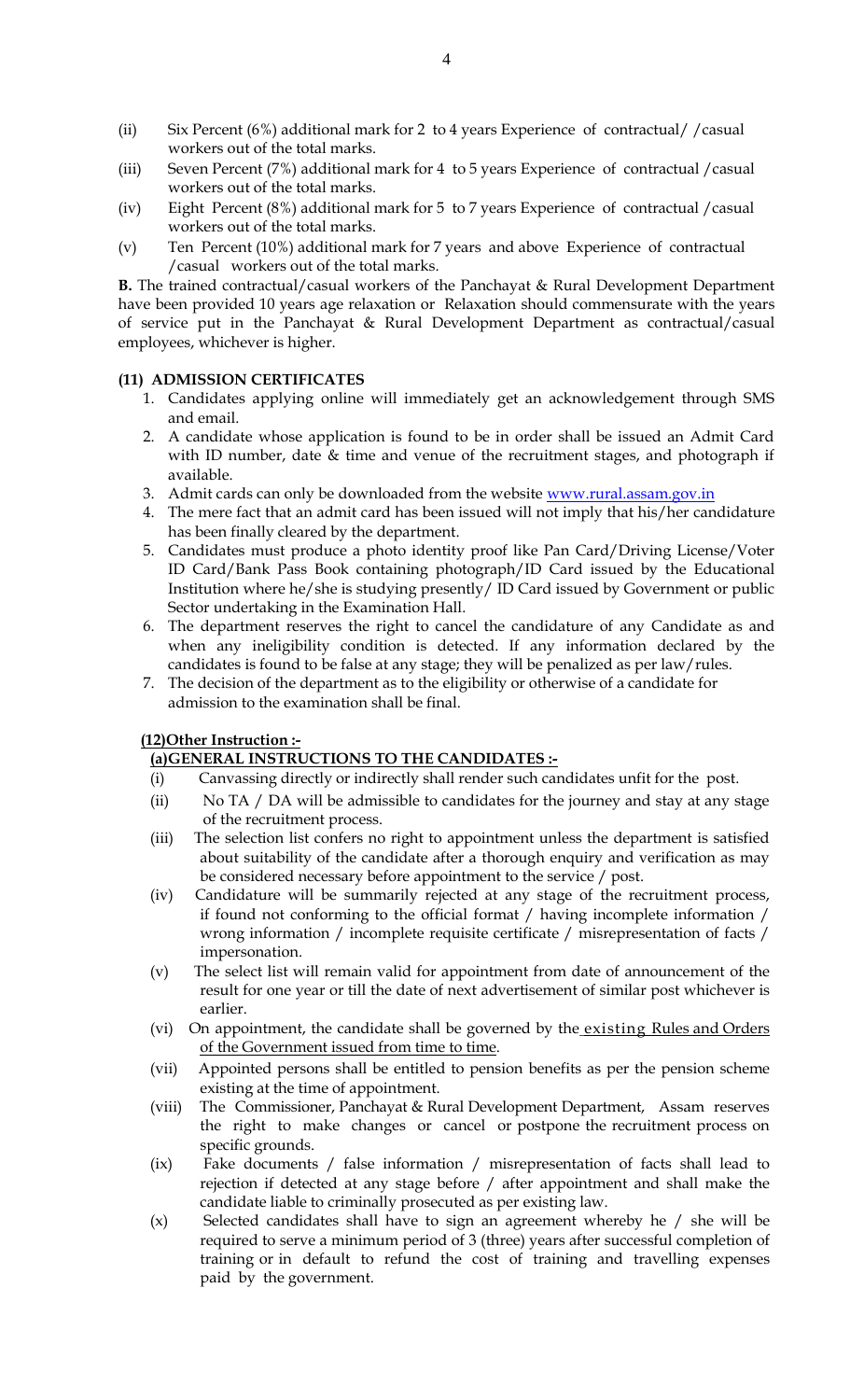(ii) Six Percent (6%) additional mark for 2 to 4 years Experience of contractual/ /casual workers out of the total marks.

(iii) Seven Percent (7%) additional mark for 4 to 5 years Experience of contractual /casual workers out of the total marks.

(iv) Eight Percent (8%) additional mark for 5 to 7 years Experience of contractual /casual workers out of the total marks.

(v) Ten Percent (10%) additional mark for 7 years and above Experience of contractual /casual workers out of the total marks.

**B.** The trained contractual/casual workers of the Panchayat & Rural Development Department have been provided 10 years age relaxation or Relaxation should commensurate with the years of service put in the Panchayat & Rural Development Department as contractual/casual employees, whichever is higher.

**(11) ADMISSION CERTIFICATES**

1. Candidates applying online will immediately get an acknowledgement through SMS and email.
2. A candidate whose application is found to be in order shall be issued an Admit Card with ID number, date & time and venue of the recruitment stages, and photograph if available.
3. Admit cards can only be downloaded from the website www.rural.assam.gov.in
4. The mere fact that an admit card has been issued will not imply that his/her candidature has been finally cleared by the department.
5. Candidates must produce a photo identity proof like Pan Card/Driving License/Voter ID Card/Bank Pass Book containing photograph/ID Card issued by the Educational Institution where he/she is studying presently/ ID Card issued by Government or public Sector undertaking in the Examination Hall.
6. The department reserves the right to cancel the candidature of any Candidate as and when any ineligibility condition is detected. If any information declared by the candidates is found to be false at any stage; they will be penalized as per law/rules.
7. The decision of the department as to the eligibility or otherwise of a candidate for admission to the examination shall be final.

**(12)Other Instruction :-**

**(a)GENERAL INSTRUCTIONS TO THE CANDIDATES :-**

(i) Canvassing directly or indirectly shall render such candidates unfit for the post.

(ii) No TA / DA will be admissible to candidates for the journey and stay at any stage of the recruitment process.

(iii) The selection list confers no right to appointment unless the department is satisfied about suitability of the candidate after a thorough enquiry and verification as may be considered necessary before appointment to the service / post.

(iv) Candidature will be summarily rejected at any stage of the recruitment process, if found not conforming to the official format / having incomplete information / wrong information / incomplete requisite certificate / misrepresentation of facts / impersonation.

(v) The select list will remain valid for appointment from date of announcement of the result for one year or till the date of next advertisement of similar post whichever is earlier.

(vi) On appointment, the candidate shall be governed by the existing Rules and Orders of the Government issued from time to time.

(vii) Appointed persons shall be entitled to pension benefits as per the pension scheme existing at the time of appointment.

(viii) The Commissioner, Panchayat & Rural Development Department, Assam reserves the right to make changes or cancel or postpone the recruitment process on specific grounds.

(ix) Fake documents / false information / misrepresentation of facts shall lead to rejection if detected at any stage before / after appointment and shall make the candidate liable to criminally prosecuted as per existing law.

(x) Selected candidates shall have to sign an agreement whereby he / she will be required to serve a minimum period of 3 (three) years after successful completion of training or in default to refund the cost of training and travelling expenses paid by the government.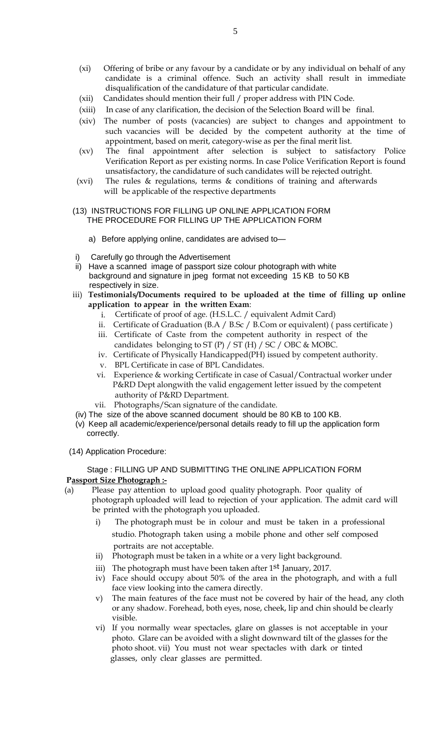(xi) Offering of bribe or any favour by a candidate or by any individual on behalf of any candidate is a criminal offence. Such an activity shall result in immediate disqualification of the candidature of that particular candidate.

(xii) Candidates should mention their full / proper address with PIN Code.

(xiii) In case of any clarification, the decision of the Selection Board will be final.

(xiv) The number of posts (vacancies) are subject to changes and appointment to such vacancies will be decided by the competent authority at the time of appointment, based on merit, category-wise as per the final merit list.

(xv) The final appointment after selection is subject to satisfactory Police Verification Report as per existing norms. In case Police Verification Report is found unsatisfactory, the candidature of such candidates will be rejected outright.

(xvi) The rules & regulations, terms & conditions of training and afterwards will be applicable of the respective departments

(13) INSTRUCTIONS FOR FILLING UP ONLINE APPLICATION FORM
THE PROCEDURE FOR FILLING UP THE APPLICATION FORM

a) Before applying online, candidates are advised to—

i) Carefully go through the Advertisement

ii) Have a scanned image of passport size colour photograph with white background and signature in jpeg format not exceeding 15 KB to 50 KB respectively in size.

iii) **Testimonials/Documents required to be uploaded at the time of filling up online application to appear in the written Exam**:

   i. Certificate of proof of age. (H.S.L.C. / equivalent Admit Card)
   ii. Certificate of Graduation (B.A / B.Sc / B.Com or equivalent) ( pass certificate )
   iii. Certificate of Caste from the competent authority in respect of the candidates belonging to ST (P) / ST (H) / SC / OBC & MOBC.
   iv. Certificate of Physically Handicapped(PH) issued by competent authority.
   v. BPL Certificate in case of BPL Candidates.
   vi. Experience & working Certificate in case of Casual/Contractual worker under P&RD Dept alongwith the valid engagement letter issued by the competent authority of P&RD Department.
   vii. Photographs/Scan signature of the candidate.

(iv) The size of the above scanned document should be 80 KB to 100 KB.

(v) Keep all academic/experience/personal details ready to fill up the application form correctly.

(14) Application Procedure:

Stage : FILLING UP AND SUBMITTING THE ONLINE APPLICATION FORM

**<u>Passport Size Photograph :-</u>**

(a) Please pay attention to upload good quality photograph. Poor quality of photograph uploaded will lead to rejection of your application. The admit card will be printed with the photograph you uploaded.

   i) The photograph must be in colour and must be taken in a professional studio. Photograph taken using a mobile phone and other self composed portraits are not acceptable.
   ii) Photograph must be taken in a white or a very light background.
   iii) The photograph must have been taken after 1st January, 2017.
   iv) Face should occupy about 50% of the area in the photograph, and with a full face view looking into the camera directly.
   v) The main features of the face must not be covered by hair of the head, any cloth or any shadow. Forehead, both eyes, nose, cheek, lip and chin should be clearly visible.
   vi) If you normally wear spectacles, glare on glasses is not acceptable in your photo. Glare can be avoided with a slight downward tilt of the glasses for the photo shoot. vii) You must not wear spectacles with dark or tinted glasses, only clear glasses are permitted.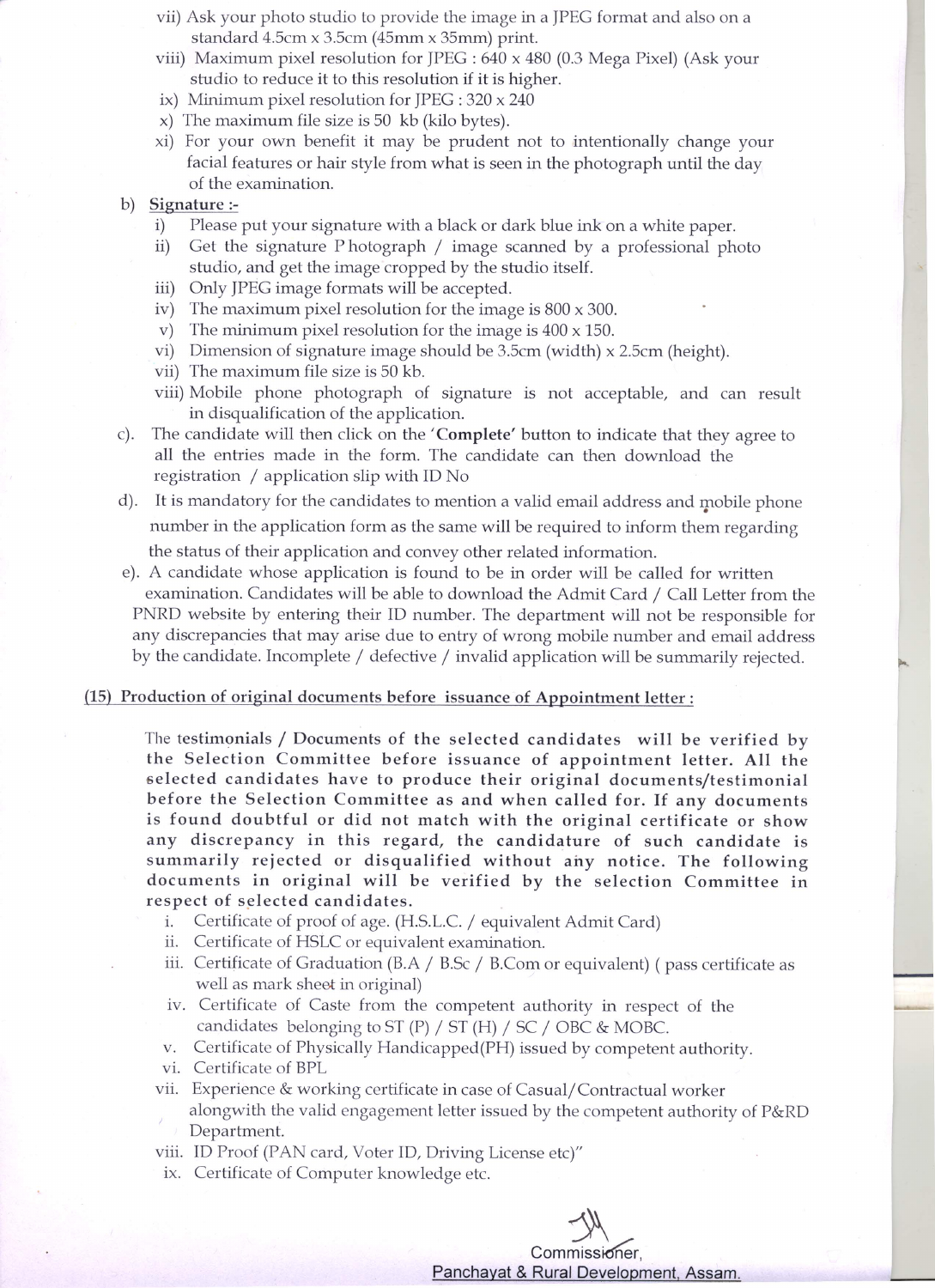vii) Ask your photo studio to provide the image in a JPEG format and also on a standard 4.5cm x 3.5cm (45mm x 35mm) print.

viii) Maximum pixel resolution for JPEG : 640 x 480 (0.3 Mega Pixel) (Ask your studio to reduce it to this resolution if it is higher.

ix) Minimum pixel resolution for JPEG : 320 x 240

x) The maximum file size is 50 kb (kilo bytes).

xi) For your own benefit it may be prudent not to intentionally change your facial features or hair style from what is seen in the photograph until the day of the examination.

b) **Signature :-**

i) Please put your signature with a black or dark blue ink on a white paper.

ii) Get the signature Photograph / image scanned by a professional photo studio, and get the image cropped by the studio itself.

iii) Only JPEG image formats will be accepted.

iv) The maximum pixel resolution for the image is 800 x 300.

v) The minimum pixel resolution for the image is 400 x 150.

vi) Dimension of signature image should be 3.5cm (width) x 2.5cm (height).

vii) The maximum file size is 50 kb.

viii) Mobile phone photograph of signature is not acceptable, and can result in disqualification of the application.

c). The candidate will then click on the '**Complete**' button to indicate that they agree to all the entries made in the form. The candidate can then download the registration / application slip with ID No

d). It is mandatory for the candidates to mention a valid email address and mobile phone number in the application form as the same will be required to inform them regarding the status of their application and convey other related information.

e). A candidate whose application is found to be in order will be called for written examination. Candidates will be able to download the Admit Card / Call Letter from the PNRD website by entering their ID number. The department will not be responsible for any discrepancies that may arise due to entry of wrong mobile number and email address by the candidate. Incomplete / defective / invalid application will be summarily rejected.

## (15) Production of original documents before issuance of Appointment letter :

The **testimonials / Documents of the selected candidates will be verified by the Selection Committee before issuance of appointment letter. All the selected candidates have to produce their original documents/testimonial before the Selection Committee as and when called for. If any documents is found doubtful or did not match with the original certificate or show any discrepancy in this regard, the candidature of such candidate is summarily rejected or disqualified without any notice. The following documents in original will be verified by the selection Committee in respect of selected candidates.**

i. Certificate of proof of age. (H.S.L.C. / equivalent Admit Card)

ii. Certificate of HSLC or equivalent examination.

iii. Certificate of Graduation (B.A / B.Sc / B.Com or equivalent) ( pass certificate as well as mark sheet in original)

iv. Certificate of Caste from the competent authority in respect of the candidates belonging to ST (P) / ST (H) / SC / OBC & MOBC.

v. Certificate of Physically Handicapped(PH) issued by competent authority.

vi. Certificate of BPL

vii. Experience & working certificate in case of Casual/Contractual worker alongwith the valid engagement letter issued by the competent authority of P&RD Department.

viii. ID Proof (PAN card, Voter ID, Driving License etc)"

ix. Certificate of Computer knowledge etc.

Commissioner,
Panchayat & Rural Development, Assam.